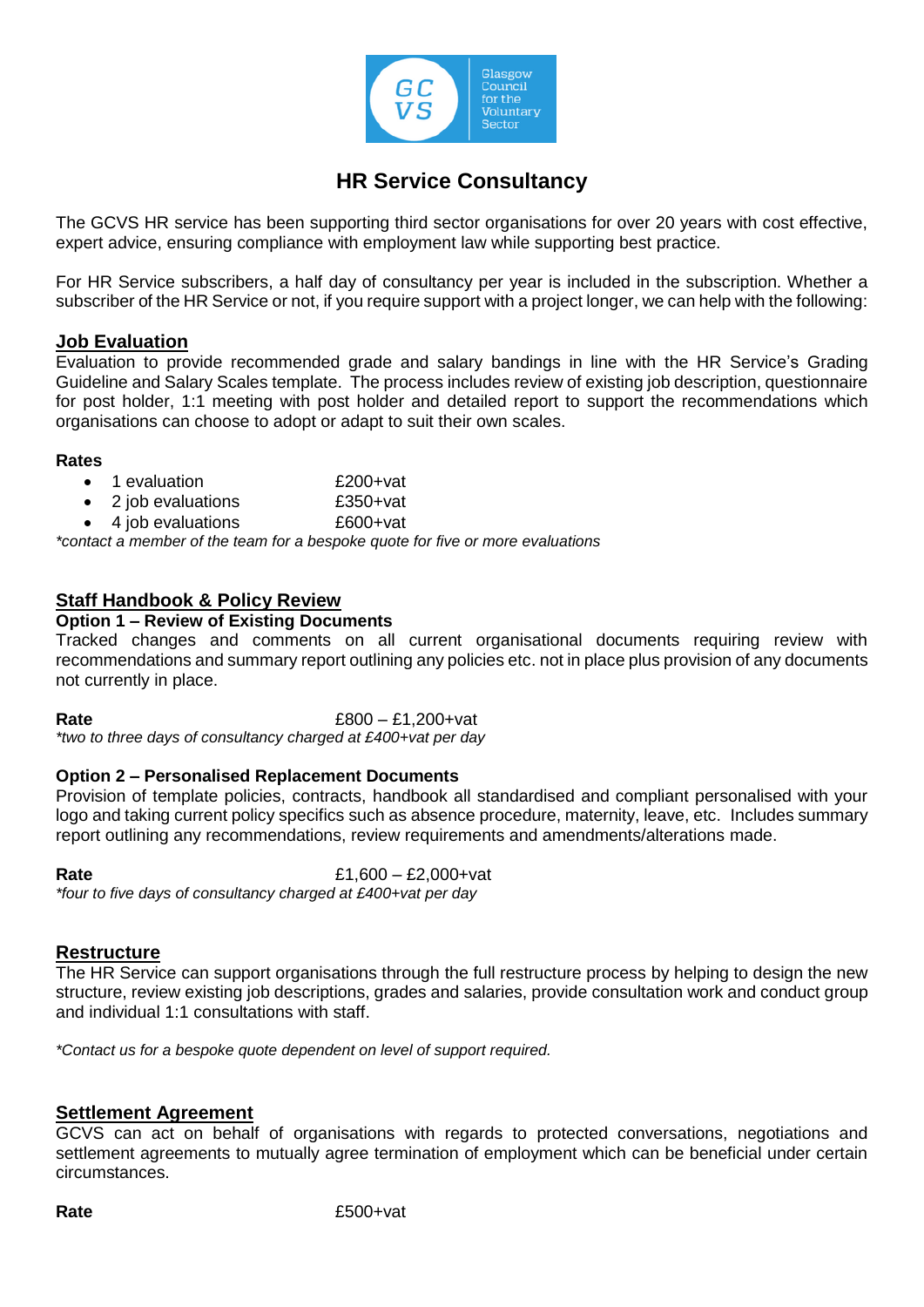# HR Service Consultancy

The GCVS HR service has been supporting third sector organisations for over 20 years with cost effective, expert advice, ensuring compliance with employment law while supporting best practice.

For HR Service subscribers, a half day of consultancy per year is included in the subscription. Whether a subscriber of the HR Service or not, if you require support with a project longer, we can help with the following:

## Job Evaluation

Evaluation to provide recommended grade and salary bandings in line with the HR Service's Grading Guideline and Salary Scales template. The process includes review of existing job description, questionnaire for post holder, 1:1 meeting with post holder and detailed report to support the recommendations which organisations can choose to adopt or adapt to suit their own scales.

**Rates**

- 1 evaluation £200+vat
- 2 job evaluations £350+vat
- 4 job evaluations £600+vat

*\*contact a member of the team for a bespoke quote for five or more evaluations*

## Staff Handbook & Policy Review

**Option 1 – Review of Existing Documents**

Tracked changes and comments on all current organisational documents requiring review with recommendations and summary report outlining any policies etc. not in place plus provision of any documents not currently in place.

**Rate** £800 – £1,200+vat

*\*two to three days of consultancy charged at £400+vat per day*

**Option 2 – Personalised Replacement Documents**

Provision of template policies, contracts, handbook all standardised and compliant personalised with your logo and taking current policy specifics such as absence procedure, maternity, leave, etc. Includes summary report outlining any recommendations, review requirements and amendments/alterations made.

**Rate** £1,600 – £2,000+vat

*\*four to five days of consultancy charged at £400+vat per day*

## Restructure

The HR Service can support organisations through the full restructure process by helping to design the new structure, review existing job descriptions, grades and salaries, provide consultation work and conduct group and individual 1:1 consultations with staff.

*\*Contact us for a bespoke quote dependent on level of support required.*

## Settlement Agreement

GCVS can act on behalf of organisations with regards to protected conversations, negotiations and settlement agreements to mutually agree termination of employment which can be beneficial under certain circumstances.

**Rate** £500+vat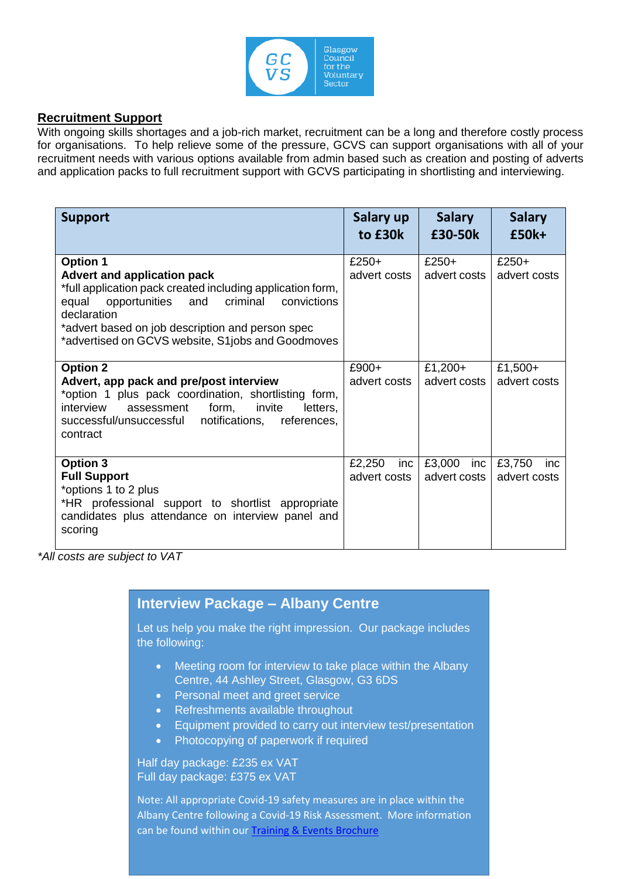Glasgow Council for the Voluntary Sector

## Recruitment Support

With ongoing skills shortages and a job-rich market, recruitment can be a long and therefore costly process for organisations. To help relieve some of the pressure, GCVS can support organisations with all of your recruitment needs with various options available from admin based such as creation and posting of adverts and application packs to full recruitment support with GCVS participating in shortlisting and interviewing.

| Support | Salary up to £30k | Salary £30-50k | Salary £50k+ |
|---|---|---|---|
| **Option 1**<br>**Advert and application pack**<br>*full application pack created including application form, equal opportunities and criminal convictions declaration<br>*advert based on job description and person spec<br>*advertised on GCVS website, S1jobs and Goodmoves | £250+ advert costs | £250+ advert costs | £250+ advert costs |
| **Option 2**<br>**Advert, app pack and pre/post interview**<br>*option 1 plus pack coordination, shortlisting form, interview assessment form, invite letters, successful/unsuccessful notifications, references, contract | £900+ advert costs | £1,200+ advert costs | £1,500+ advert costs |
| **Option 3**<br>**Full Support**<br>*options 1 to 2 plus<br>*HR professional support to shortlist appropriate candidates plus attendance on interview panel and scoring | £2,250 inc advert costs | £3,000 inc advert costs | £3,750 inc advert costs |

*\*All costs are subject to VAT*

## Interview Package – Albany Centre

Let us help you make the right impression. Our package includes the following:

- Meeting room for interview to take place within the Albany Centre, 44 Ashley Street, Glasgow, G3 6DS
- Personal meet and greet service
- Refreshments available throughout
- Equipment provided to carry out interview test/presentation
- Photocopying of paperwork if required

Half day package: £235 ex VAT
Full day package: £375 ex VAT

Note: All appropriate Covid-19 safety measures are in place within the Albany Centre following a Covid-19 Risk Assessment. More information can be found within our Training & Events Brochure